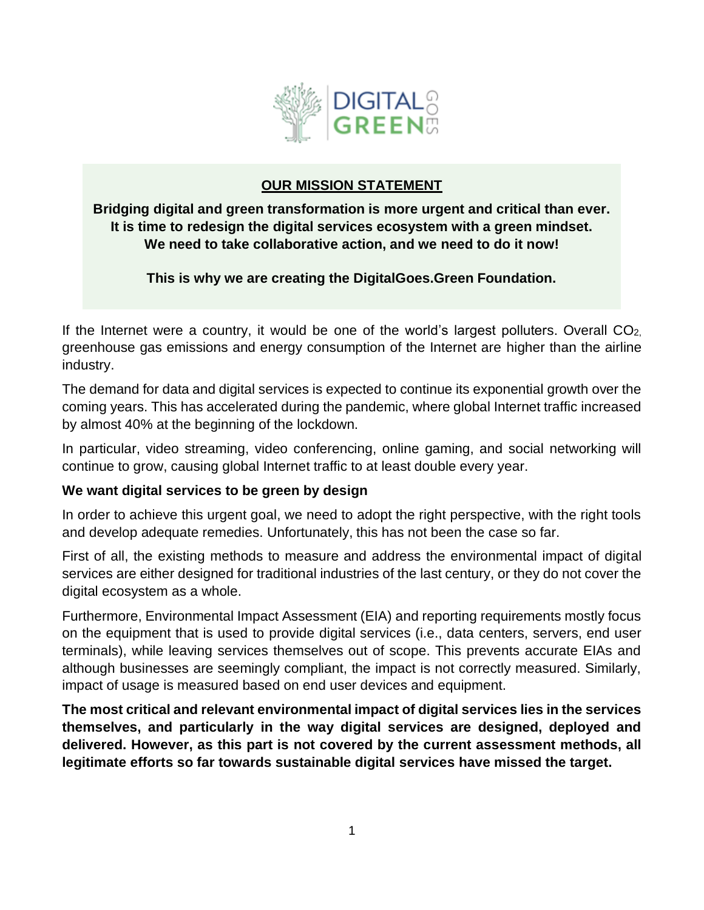## OUR MISSION STATEMENT

**Bridging digital and green transformation is more urgent and critical than ever. It is time to redesign the digital services ecosystem with a green mindset. We need to take collaborative action, and we need to do it now!**

**This is why we are creating the DigitalGoes.Green Foundation.**

If the Internet were a country, it would be one of the world's largest polluters. Overall $CO_2$, greenhouse gas emissions and energy consumption of the Internet are higher than the airline industry.

The demand for data and digital services is expected to continue its exponential growth over the coming years. This has accelerated during the pandemic, where global Internet traffic increased by almost 40% at the beginning of the lockdown.

In particular, video streaming, video conferencing, online gaming, and social networking will continue to grow, causing global Internet traffic to at least double every year.

### We want digital services to be green by design

In order to achieve this urgent goal, we need to adopt the right perspective, with the right tools and develop adequate remedies. Unfortunately, this has not been the case so far.

First of all, the existing methods to measure and address the environmental impact of digital services are either designed for traditional industries of the last century, or they do not cover the digital ecosystem as a whole.

Furthermore, Environmental Impact Assessment (EIA) and reporting requirements mostly focus on the equipment that is used to provide digital services (i.e., data centers, servers, end user terminals), while leaving services themselves out of scope. This prevents accurate EIAs and although businesses are seemingly compliant, the impact is not correctly measured. Similarly, impact of usage is measured based on end user devices and equipment.

**The most critical and relevant environmental impact of digital services lies in the services themselves, and particularly in the way digital services are designed, deployed and delivered. However, as this part is not covered by the current assessment methods, all legitimate efforts so far towards sustainable digital services have missed the target.**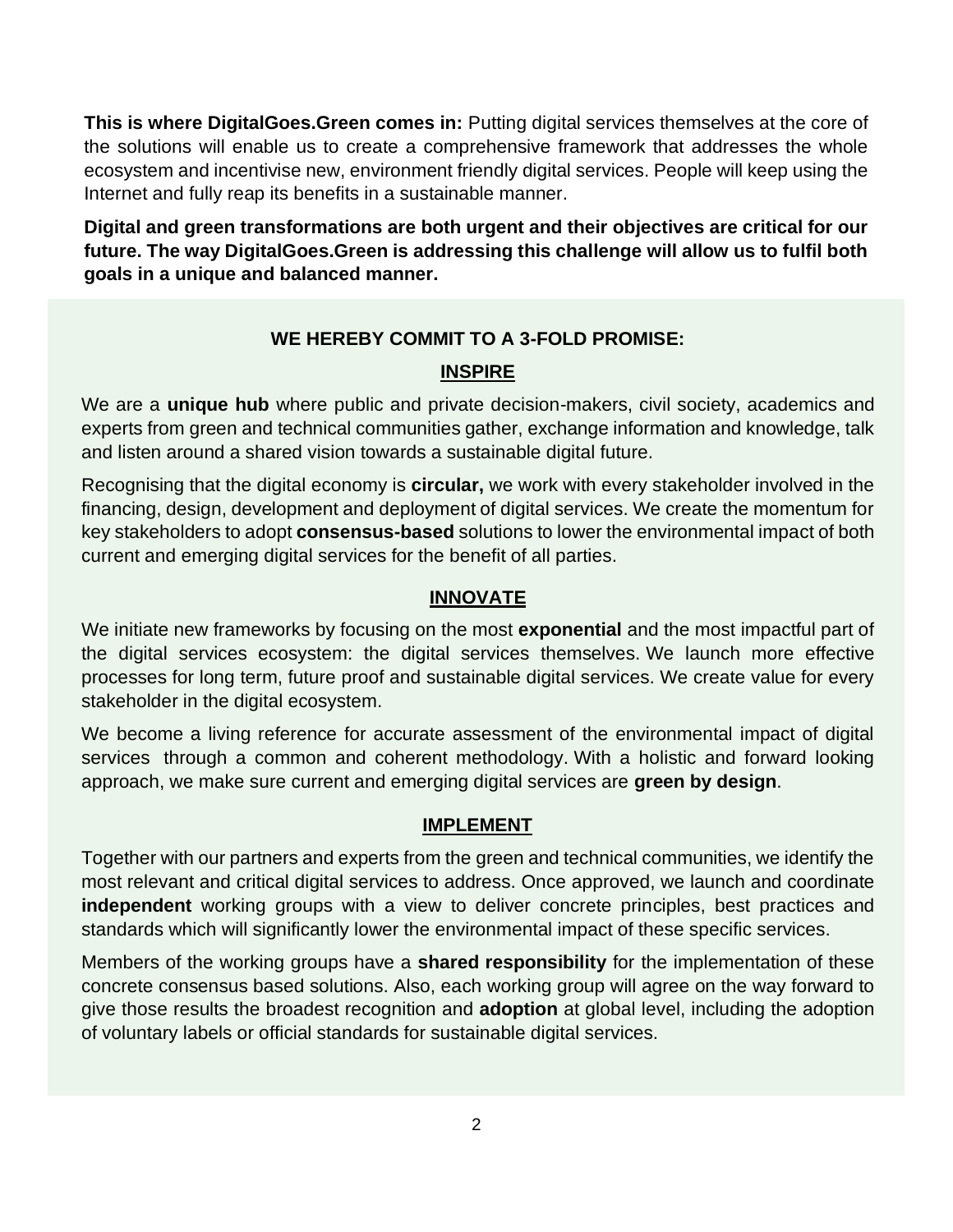**This is where DigitalGoes.Green comes in:** Putting digital services themselves at the core of the solutions will enable us to create a comprehensive framework that addresses the whole ecosystem and incentivise new, environment friendly digital services. People will keep using the Internet and fully reap its benefits in a sustainable manner.

**Digital and green transformations are both urgent and their objectives are critical for our future. The way DigitalGoes.Green is addressing this challenge will allow us to fulfil both goals in a unique and balanced manner.**

## WE HEREBY COMMIT TO A 3-FOLD PROMISE:

### INSPIRE

We are a **unique hub** where public and private decision-makers, civil society, academics and experts from green and technical communities gather, exchange information and knowledge, talk and listen around a shared vision towards a sustainable digital future.

Recognising that the digital economy is **circular,** we work with every stakeholder involved in the financing, design, development and deployment of digital services. We create the momentum for key stakeholders to adopt **consensus-based** solutions to lower the environmental impact of both current and emerging digital services for the benefit of all parties.

### INNOVATE

We initiate new frameworks by focusing on the most **exponential** and the most impactful part of the digital services ecosystem: the digital services themselves. We launch more effective processes for long term, future proof and sustainable digital services. We create value for every stakeholder in the digital ecosystem.

We become a living reference for accurate assessment of the environmental impact of digital services through a common and coherent methodology. With a holistic and forward looking approach, we make sure current and emerging digital services are **green by design**.

### IMPLEMENT

Together with our partners and experts from the green and technical communities, we identify the most relevant and critical digital services to address. Once approved, we launch and coordinate **independent** working groups with a view to deliver concrete principles, best practices and standards which will significantly lower the environmental impact of these specific services.

Members of the working groups have a **shared responsibility** for the implementation of these concrete consensus based solutions. Also, each working group will agree on the way forward to give those results the broadest recognition and **adoption** at global level, including the adoption of voluntary labels or official standards for sustainable digital services.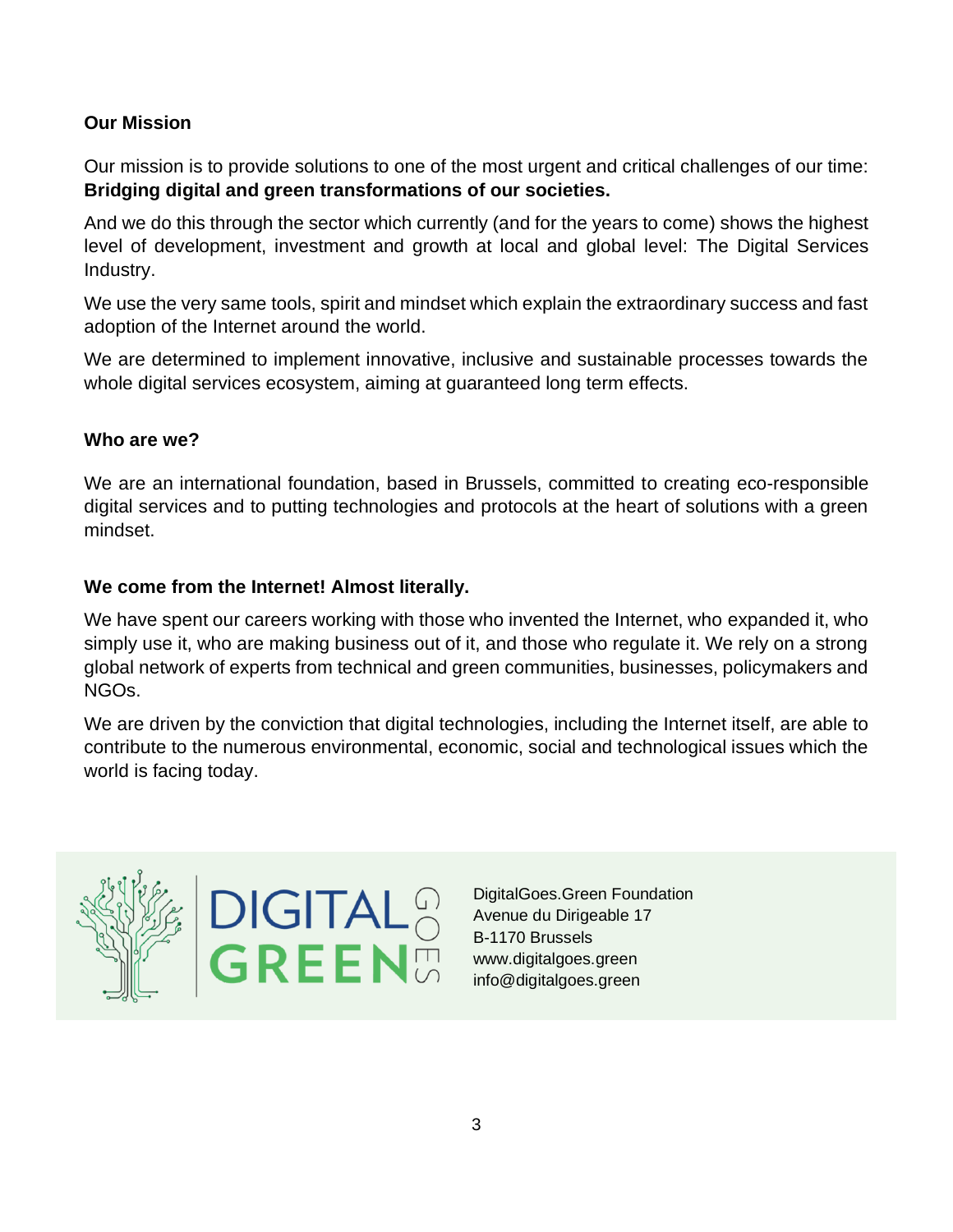**Our Mission**

Our mission is to provide solutions to one of the most urgent and critical challenges of our time: **Bridging digital and green transformations of our societies.**

And we do this through the sector which currently (and for the years to come) shows the highest level of development, investment and growth at local and global level: The Digital Services Industry.

We use the very same tools, spirit and mindset which explain the extraordinary success and fast adoption of the Internet around the world.

We are determined to implement innovative, inclusive and sustainable processes towards the whole digital services ecosystem, aiming at guaranteed long term effects.

**Who are we?**

We are an international foundation, based in Brussels, committed to creating eco-responsible digital services and to putting technologies and protocols at the heart of solutions with a green mindset.

**We come from the Internet! Almost literally.**

We have spent our careers working with those who invented the Internet, who expanded it, who simply use it, who are making business out of it, and those who regulate it. We rely on a strong global network of experts from technical and green communities, businesses, policymakers and NGOs.

We are driven by the conviction that digital technologies, including the Internet itself, are able to contribute to the numerous environmental, economic, social and technological issues which the world is facing today.

DIGITAL GOES GREEN

DigitalGoes.Green Foundation
Avenue du Dirigeable 17
B-1170 Brussels
www.digitalgoes.green
info@digitalgoes.green